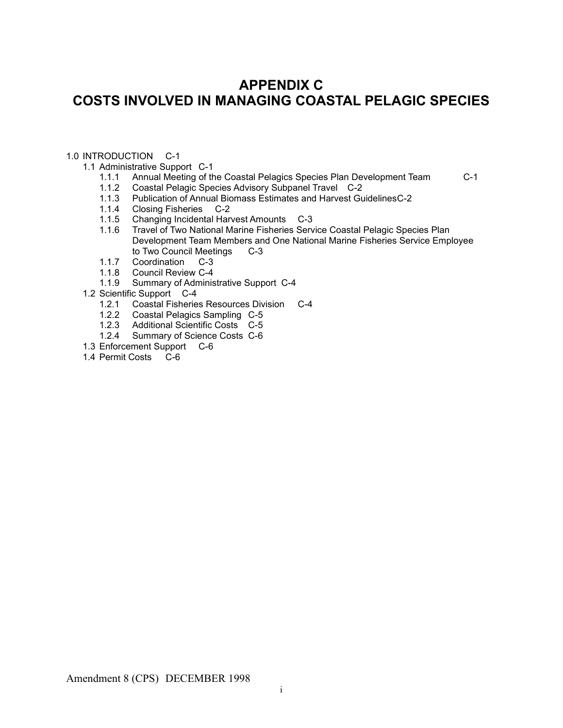# APPENDIX C
# COSTS INVOLVED IN MANAGING COASTAL PELAGIC SPECIES

1.0 INTRODUCTION C-1
- 1.1 Administrative Support C-1
  - 1.1.1 Annual Meeting of the Coastal Pelagics Species Plan Development Team C-1
  - 1.1.2 Coastal Pelagic Species Advisory Subpanel Travel C-2
  - 1.1.3 Publication of Annual Biomass Estimates and Harvest GuidelinesC-2
  - 1.1.4 Closing Fisheries C-2
  - 1.1.5 Changing Incidental Harvest Amounts C-3
  - 1.1.6 Travel of Two National Marine Fisheries Service Coastal Pelagic Species Plan Development Team Members and One National Marine Fisheries Service Employee to Two Council Meetings C-3
  - 1.1.7 Coordination C-3
  - 1.1.8 Council Review C-4
  - 1.1.9 Summary of Administrative Support C-4
- 1.2 Scientific Support C-4
  - 1.2.1 Coastal Fisheries Resources Division C-4
  - 1.2.2 Coastal Pelagics Sampling C-5
  - 1.2.3 Additional Scientific Costs C-5
  - 1.2.4 Summary of Science Costs C-6
- 1.3 Enforcement Support C-6
- 1.4 Permit Costs C-6

Amendment 8 (CPS) DECEMBER 1998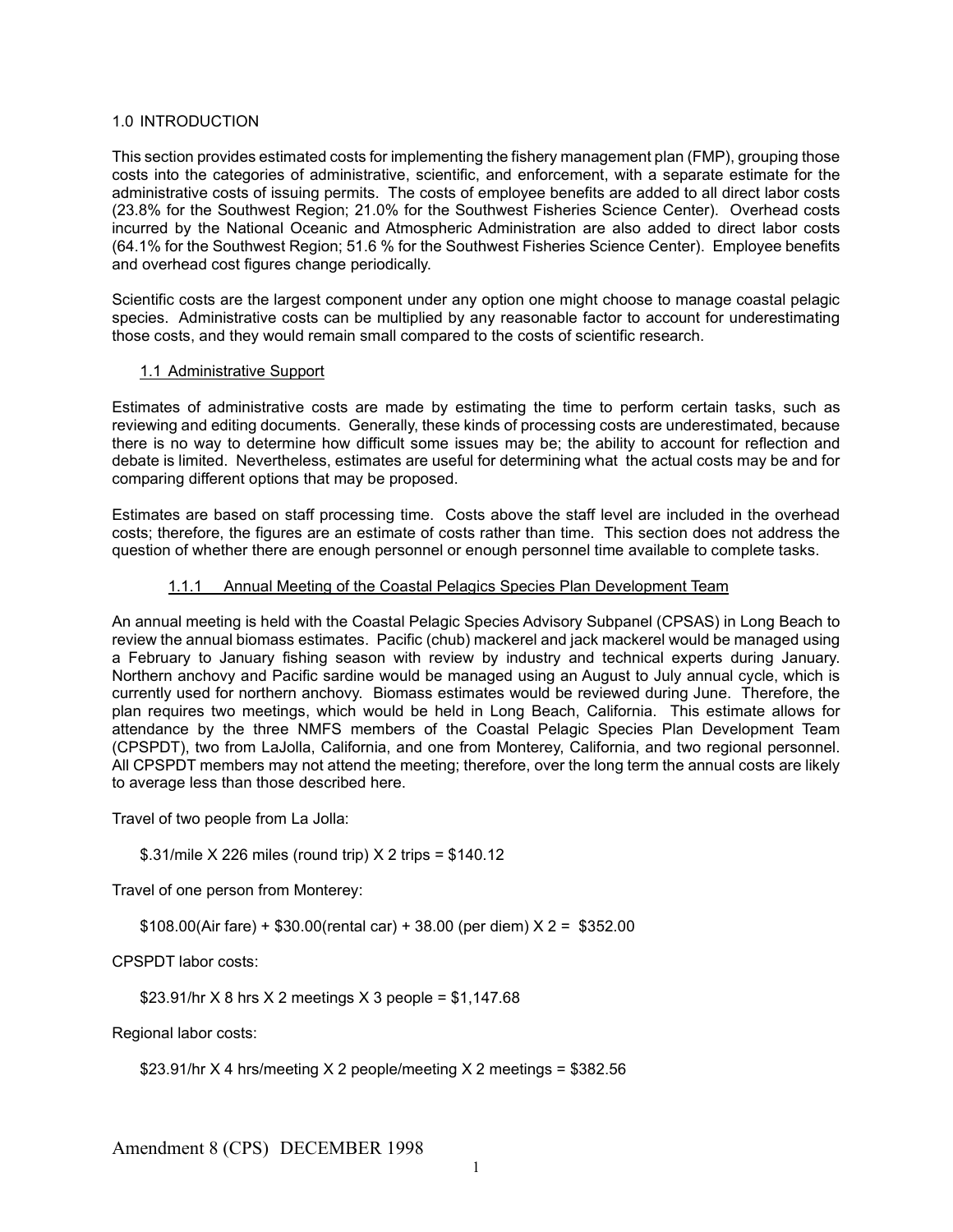## 1.0 INTRODUCTION

This section provides estimated costs for implementing the fishery management plan (FMP), grouping those costs into the categories of administrative, scientific, and enforcement, with a separate estimate for the administrative costs of issuing permits. The costs of employee benefits are added to all direct labor costs (23.8% for the Southwest Region; 21.0% for the Southwest Fisheries Science Center). Overhead costs incurred by the National Oceanic and Atmospheric Administration are also added to direct labor costs (64.1% for the Southwest Region; 51.6 % for the Southwest Fisheries Science Center). Employee benefits and overhead cost figures change periodically.

Scientific costs are the largest component under any option one might choose to manage coastal pelagic species. Administrative costs can be multiplied by any reasonable factor to account for underestimating those costs, and they would remain small compared to the costs of scientific research.

### 1.1 Administrative Support

Estimates of administrative costs are made by estimating the time to perform certain tasks, such as reviewing and editing documents. Generally, these kinds of processing costs are underestimated, because there is no way to determine how difficult some issues may be; the ability to account for reflection and debate is limited. Nevertheless, estimates are useful for determining what the actual costs may be and for comparing different options that may be proposed.

Estimates are based on staff processing time. Costs above the staff level are included in the overhead costs; therefore, the figures are an estimate of costs rather than time. This section does not address the question of whether there are enough personnel or enough personnel time available to complete tasks.

#### 1.1.1 Annual Meeting of the Coastal Pelagics Species Plan Development Team

An annual meeting is held with the Coastal Pelagic Species Advisory Subpanel (CPSAS) in Long Beach to review the annual biomass estimates. Pacific (chub) mackerel and jack mackerel would be managed using a February to January fishing season with review by industry and technical experts during January. Northern anchovy and Pacific sardine would be managed using an August to July annual cycle, which is currently used for northern anchovy. Biomass estimates would be reviewed during June. Therefore, the plan requires two meetings, which would be held in Long Beach, California. This estimate allows for attendance by the three NMFS members of the Coastal Pelagic Species Plan Development Team (CPSPDT), two from LaJolla, California, and one from Monterey, California, and two regional personnel. All CPSPDT members may not attend the meeting; therefore, over the long term the annual costs are likely to average less than those described here.

Travel of two people from La Jolla:

$.31/mile X 226 miles (round trip) X 2 trips = $140.12

Travel of one person from Monterey:

$108.00(Air fare) + $30.00(rental car) + 38.00 (per diem) X 2 = $352.00

CPSPDT labor costs:

$23.91/hr X 8 hrs X 2 meetings X 3 people = $1,147.68

Regional labor costs:

$23.91/hr X 4 hrs/meeting X 2 people/meeting X 2 meetings = $382.56

Amendment 8 (CPS) DECEMBER 1998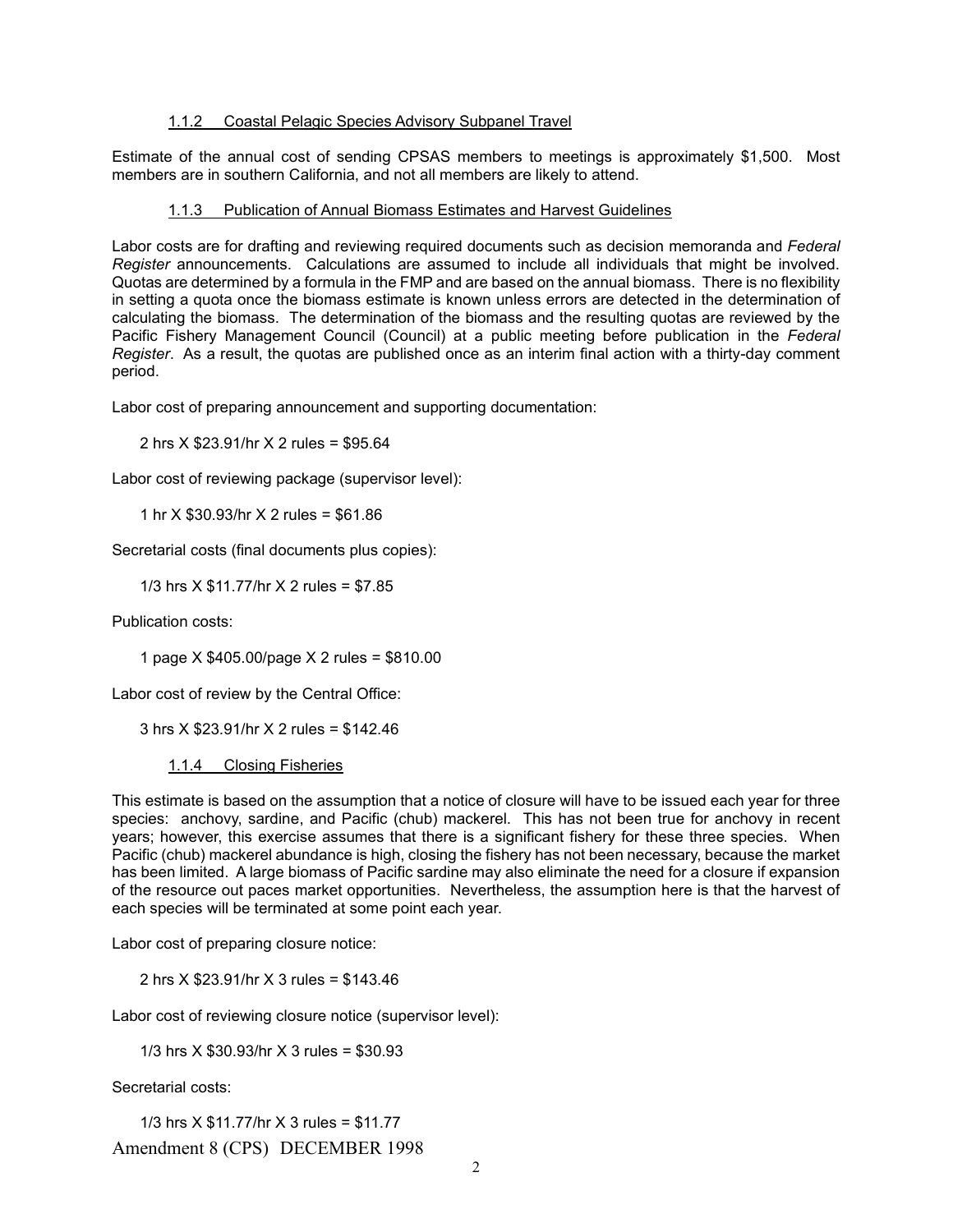#### 1.1.2 Coastal Pelagic Species Advisory Subpanel Travel

Estimate of the annual cost of sending CPSAS members to meetings is approximately $1,500. Most members are in southern California, and not all members are likely to attend.

#### 1.1.3 Publication of Annual Biomass Estimates and Harvest Guidelines

Labor costs are for drafting and reviewing required documents such as decision memoranda and *Federal Register* announcements. Calculations are assumed to include all individuals that might be involved. Quotas are determined by a formula in the FMP and are based on the annual biomass. There is no flexibility in setting a quota once the biomass estimate is known unless errors are detected in the determination of calculating the biomass. The determination of the biomass and the resulting quotas are reviewed by the Pacific Fishery Management Council (Council) at a public meeting before publication in the *Federal Register*. As a result, the quotas are published once as an interim final action with a thirty-day comment period.

Labor cost of preparing announcement and supporting documentation:

2 hrs X $23.91/hr X 2 rules = $95.64

Labor cost of reviewing package (supervisor level):

1 hr X $30.93/hr X 2 rules = $61.86

Secretarial costs (final documents plus copies):

1/3 hrs X $11.77/hr X 2 rules = $7.85

Publication costs:

1 page X $405.00/page X 2 rules = $810.00

Labor cost of review by the Central Office:

3 hrs X $23.91/hr X 2 rules = $142.46

#### 1.1.4 Closing Fisheries

This estimate is based on the assumption that a notice of closure will have to be issued each year for three species: anchovy, sardine, and Pacific (chub) mackerel. This has not been true for anchovy in recent years; however, this exercise assumes that there is a significant fishery for these three species. When Pacific (chub) mackerel abundance is high, closing the fishery has not been necessary, because the market has been limited. A large biomass of Pacific sardine may also eliminate the need for a closure if expansion of the resource out paces market opportunities. Nevertheless, the assumption here is that the harvest of each species will be terminated at some point each year.

Labor cost of preparing closure notice:

2 hrs X $23.91/hr X 3 rules = $143.46

Labor cost of reviewing closure notice (supervisor level):

1/3 hrs X $30.93/hr X 3 rules = $30.93

Secretarial costs:

1/3 hrs X $11.77/hr X 3 rules = $11.77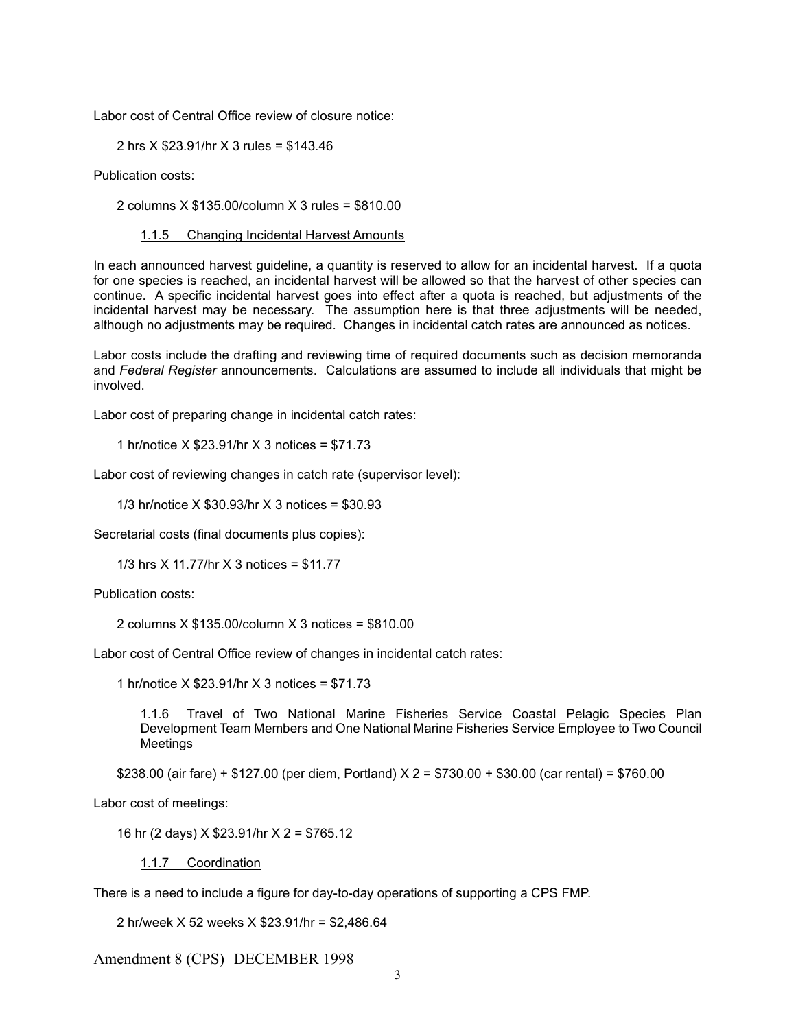Labor cost of Central Office review of closure notice:

2 hrs X $23.91/hr X 3 rules = $143.46

Publication costs:

2 columns X $135.00/column X 3 rules = $810.00

#### 1.1.5 Changing Incidental Harvest Amounts

In each announced harvest guideline, a quantity is reserved to allow for an incidental harvest. If a quota for one species is reached, an incidental harvest will be allowed so that the harvest of other species can continue. A specific incidental harvest goes into effect after a quota is reached, but adjustments of the incidental harvest may be necessary. The assumption here is that three adjustments will be needed, although no adjustments may be required. Changes in incidental catch rates are announced as notices.

Labor costs include the drafting and reviewing time of required documents such as decision memoranda and *Federal Register* announcements. Calculations are assumed to include all individuals that might be involved.

Labor cost of preparing change in incidental catch rates:

1 hr/notice X $23.91/hr X 3 notices = $71.73

Labor cost of reviewing changes in catch rate (supervisor level):

1/3 hr/notice X $30.93/hr X 3 notices = $30.93

Secretarial costs (final documents plus copies):

1/3 hrs X 11.77/hr X 3 notices = $11.77

Publication costs:

2 columns X $135.00/column X 3 notices = $810.00

Labor cost of Central Office review of changes in incidental catch rates:

1 hr/notice X $23.91/hr X 3 notices = $71.73

#### 1.1.6 Travel of Two National Marine Fisheries Service Coastal Pelagic Species Plan Development Team Members and One National Marine Fisheries Service Employee to Two Council Meetings

$238.00 (air fare) + $127.00 (per diem, Portland) X 2 = $730.00 + $30.00 (car rental) = $760.00

Labor cost of meetings:

16 hr (2 days) X $23.91/hr X 2 = $765.12

#### 1.1.7 Coordination

There is a need to include a figure for day-to-day operations of supporting a CPS FMP.

2 hr/week X 52 weeks X $23.91/hr = $2,486.64

Amendment 8 (CPS) DECEMBER 1998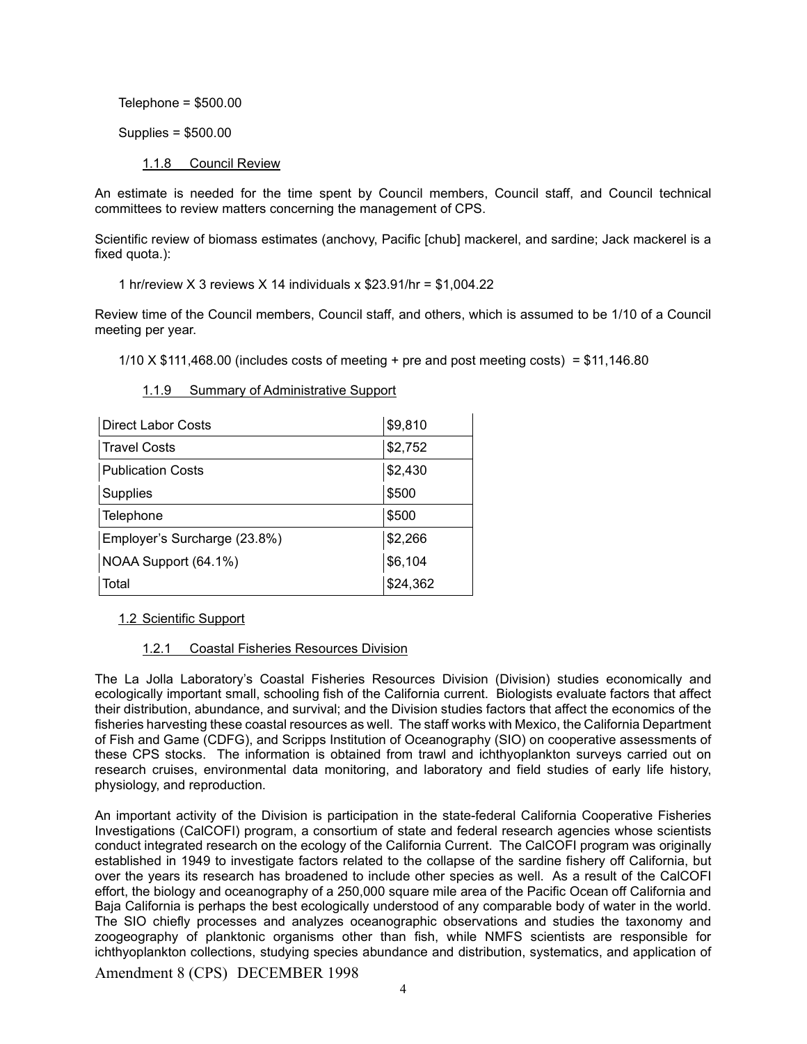Telephone = $500.00

Supplies = $500.00

#### 1.1.8 Council Review

An estimate is needed for the time spent by Council members, Council staff, and Council technical committees to review matters concerning the management of CPS.

Scientific review of biomass estimates (anchovy, Pacific [chub] mackerel, and sardine; Jack mackerel is a fixed quota.):

1 hr/review X 3 reviews X 14 individuals x $23.91/hr = $1,004.22

Review time of the Council members, Council staff, and others, which is assumed to be 1/10 of a Council meeting per year.

1/10 X $111,468.00 (includes costs of meeting + pre and post meeting costs) = $11,146.80

#### 1.1.9 Summary of Administrative Support

| | |
|---|---|
| Direct Labor Costs | $9,810 |
| Travel Costs | $2,752 |
| Publication Costs | $2,430 |
| Supplies | $500 |
| Telephone | $500 |
| Employer's Surcharge (23.8%) | $2,266 |
| NOAA Support (64.1%) | $6,104 |
| Total | $24,362 |

### 1.2 Scientific Support

#### 1.2.1 Coastal Fisheries Resources Division

The La Jolla Laboratory's Coastal Fisheries Resources Division (Division) studies economically and ecologically important small, schooling fish of the California current. Biologists evaluate factors that affect their distribution, abundance, and survival; and the Division studies factors that affect the economics of the fisheries harvesting these coastal resources as well. The staff works with Mexico, the California Department of Fish and Game (CDFG), and Scripps Institution of Oceanography (SIO) on cooperative assessments of these CPS stocks. The information is obtained from trawl and ichthyoplankton surveys carried out on research cruises, environmental data monitoring, and laboratory and field studies of early life history, physiology, and reproduction.

An important activity of the Division is participation in the state-federal California Cooperative Fisheries Investigations (CalCOFI) program, a consortium of state and federal research agencies whose scientists conduct integrated research on the ecology of the California Current. The CalCOFI program was originally established in 1949 to investigate factors related to the collapse of the sardine fishery off California, but over the years its research has broadened to include other species as well. As a result of the CalCOFI effort, the biology and oceanography of a 250,000 square mile area of the Pacific Ocean off California and Baja California is perhaps the best ecologically understood of any comparable body of water in the world. The SIO chiefly processes and analyzes oceanographic observations and studies the taxonomy and zoogeography of planktonic organisms other than fish, while NMFS scientists are responsible for ichthyoplankton collections, studying species abundance and distribution, systematics, and application of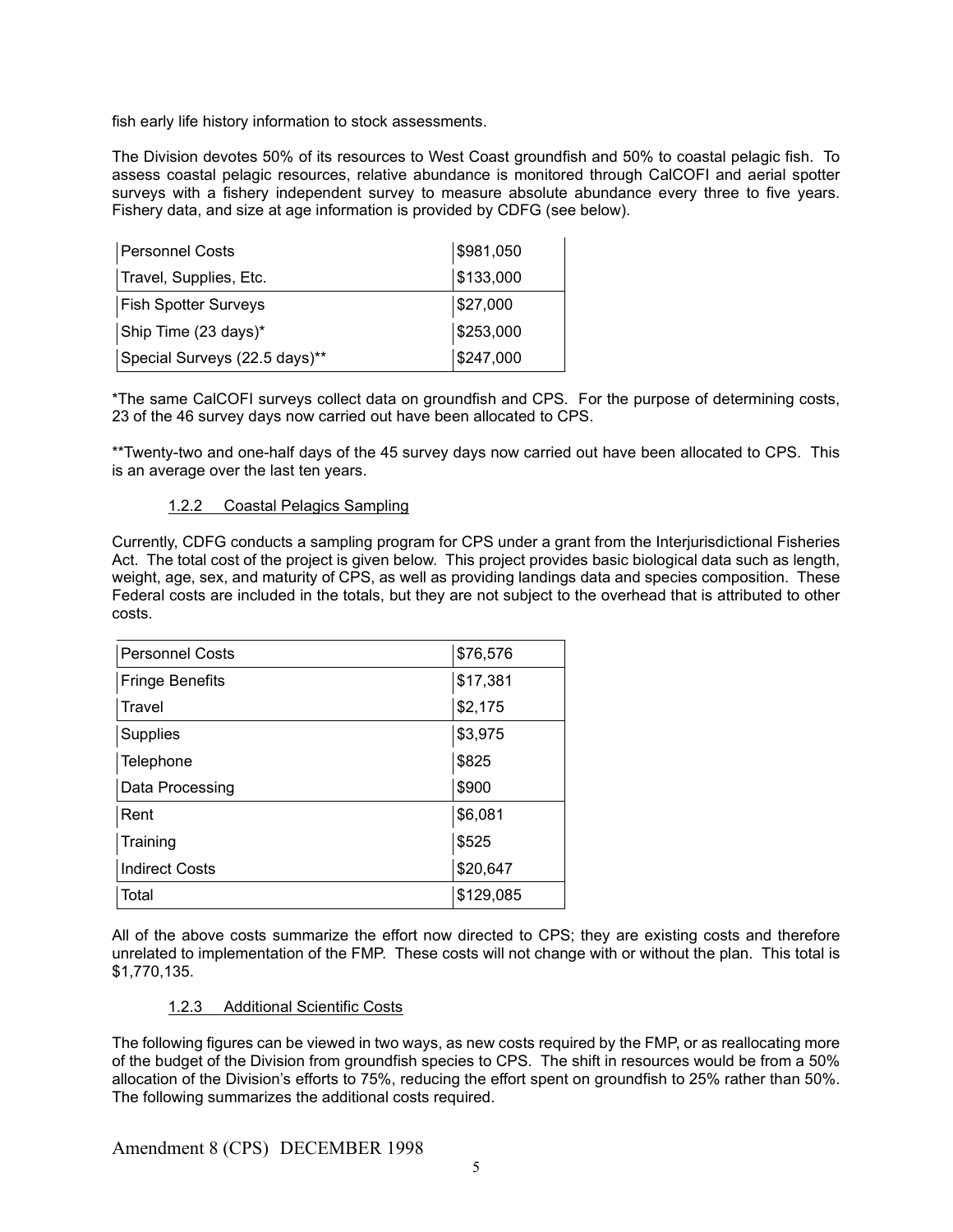fish early life history information to stock assessments.

The Division devotes 50% of its resources to West Coast groundfish and 50% to coastal pelagic fish. To assess coastal pelagic resources, relative abundance is monitored through CalCOFI and aerial spotter surveys with a fishery independent survey to measure absolute abundance every three to five years. Fishery data, and size at age information is provided by CDFG (see below).

| | |
|---|---|
| Personnel Costs | $981,050 |
| Travel, Supplies, Etc. | $133,000 |
| Fish Spotter Surveys | $27,000 |
| Ship Time (23 days)* | $253,000 |
| Special Surveys (22.5 days)** | $247,000 |

*The same CalCOFI surveys collect data on groundfish and CPS. For the purpose of determining costs, 23 of the 46 survey days now carried out have been allocated to CPS.

**Twenty-two and one-half days of the 45 survey days now carried out have been allocated to CPS. This is an average over the last ten years.

### 1.2.2 Coastal Pelagics Sampling

Currently, CDFG conducts a sampling program for CPS under a grant from the Interjurisdictional Fisheries Act. The total cost of the project is given below. This project provides basic biological data such as length, weight, age, sex, and maturity of CPS, as well as providing landings data and species composition. These Federal costs are included in the totals, but they are not subject to the overhead that is attributed to other costs.

| | |
|---|---|
| Personnel Costs | $76,576 |
| Fringe Benefits | $17,381 |
| Travel | $2,175 |
| Supplies | $3,975 |
| Telephone | $825 |
| Data Processing | $900 |
| Rent | $6,081 |
| Training | $525 |
| Indirect Costs | $20,647 |
| Total | $129,085 |

All of the above costs summarize the effort now directed to CPS; they are existing costs and therefore unrelated to implementation of the FMP. These costs will not change with or without the plan. This total is $1,770,135.

### 1.2.3 Additional Scientific Costs

The following figures can be viewed in two ways, as new costs required by the FMP, or as reallocating more of the budget of the Division from groundfish species to CPS. The shift in resources would be from a 50% allocation of the Division's efforts to 75%, reducing the effort spent on groundfish to 25% rather than 50%. The following summarizes the additional costs required.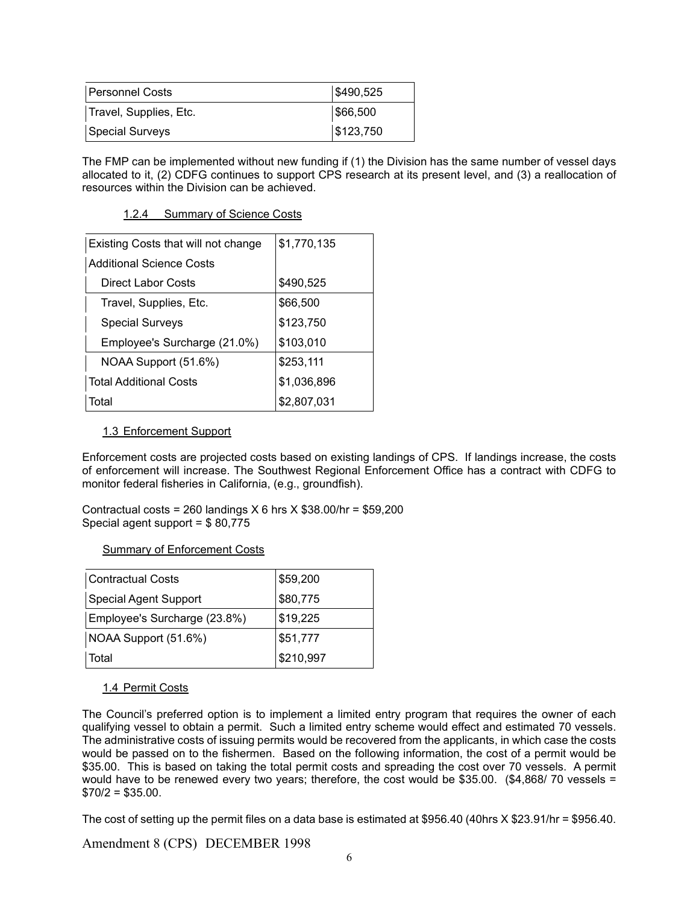| Personnel Costs | $490,525 |
|---|---|
| Travel, Supplies, Etc. | $66,500 |
| Special Surveys | $123,750 |

The FMP can be implemented without new funding if (1) the Division has the same number of vessel days allocated to it, (2) CDFG continues to support CPS research at its present level, and (3) a reallocation of resources within the Division can be achieved.

#### 1.2.4 Summary of Science Costs

| Existing Costs that will not change | $1,770,135 |
|---|---|
| Additional Science Costs | |
| Direct Labor Costs | $490,525 |
| Travel, Supplies, Etc. | $66,500 |
| Special Surveys | $123,750 |
| Employee's Surcharge (21.0%) | $103,010 |
| NOAA Support (51.6%) | $253,111 |
| Total Additional Costs | $1,036,896 |
| Total | $2,807,031 |

### 1.3 Enforcement Support

Enforcement costs are projected costs based on existing landings of CPS. If landings increase, the costs of enforcement will increase. The Southwest Regional Enforcement Office has a contract with CDFG to monitor federal fisheries in California, (e.g., groundfish).

Contractual costs = 260 landings X 6 hrs X $38.00/hr = $59,200
Special agent support = $ 80,775

#### Summary of Enforcement Costs

| Contractual Costs | $59,200 |
|---|---|
| Special Agent Support | $80,775 |
| Employee's Surcharge (23.8%) | $19,225 |
| NOAA Support (51.6%) | $51,777 |
| Total | $210,997 |

### 1.4 Permit Costs

The Council's preferred option is to implement a limited entry program that requires the owner of each qualifying vessel to obtain a permit. Such a limited entry scheme would effect and estimated 70 vessels. The administrative costs of issuing permits would be recovered from the applicants, in which case the costs would be passed on to the fishermen. Based on the following information, the cost of a permit would be $35.00. This is based on taking the total permit costs and spreading the cost over 70 vessels. A permit would have to be renewed every two years; therefore, the cost would be $35.00. ($4,868/ 70 vessels = $70/2 = $35.00.

The cost of setting up the permit files on a data base is estimated at $956.40 (40hrs X $23.91/hr = $956.40.

Amendment 8 (CPS) DECEMBER 1998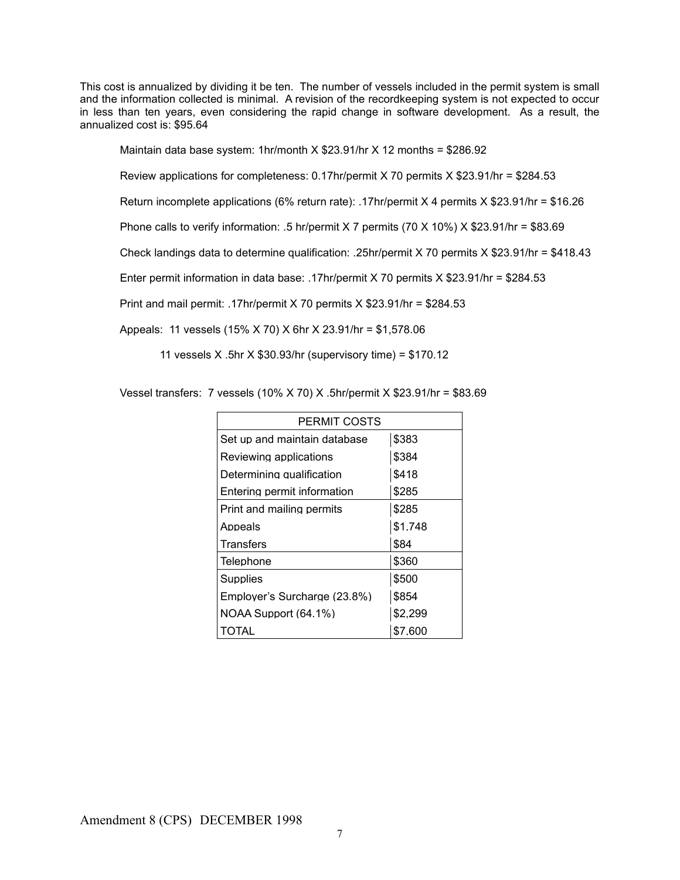This cost is annualized by dividing it be ten. The number of vessels included in the permit system is small and the information collected is minimal. A revision of the recordkeeping system is not expected to occur in less than ten years, even considering the rapid change in software development. As a result, the annualized cost is: $95.64

Maintain data base system: 1hr/month X $23.91/hr X 12 months = $286.92

Review applications for completeness: 0.17hr/permit X 70 permits X $23.91/hr = $284.53

Return incomplete applications (6% return rate): .17hr/permit X 4 permits X $23.91/hr = $16.26

Phone calls to verify information: .5 hr/permit X 7 permits (70 X 10%) X $23.91/hr = $83.69

Check landings data to determine qualification: .25hr/permit X 70 permits X $23.91/hr = $418.43

Enter permit information in data base: .17hr/permit X 70 permits X $23.91/hr = $284.53

Print and mail permit: .17hr/permit X 70 permits X $23.91/hr = $284.53

Appeals: 11 vessels (15% X 70) X 6hr X 23.91/hr = $1,578.06

11 vessels X .5hr X $30.93/hr (supervisory time) = $170.12

Vessel transfers: 7 vessels (10% X 70) X .5hr/permit X $23.91/hr = $83.69

| PERMIT COSTS | |
|---|---|
| Set up and maintain database | $383 |
| Reviewing applications | $384 |
| Determining qualification | $418 |
| Entering permit information | $285 |
| Print and mailing permits | $285 |
| Appeals | $1,748 |
| Transfers | $84 |
| Telephone | $360 |
| Supplies | $500 |
| Employer's Surcharge (23.8%) | $854 |
| NOAA Support (64.1%) | $2,299 |
| TOTAL | $7,600 |

Amendment 8 (CPS) DECEMBER 1998